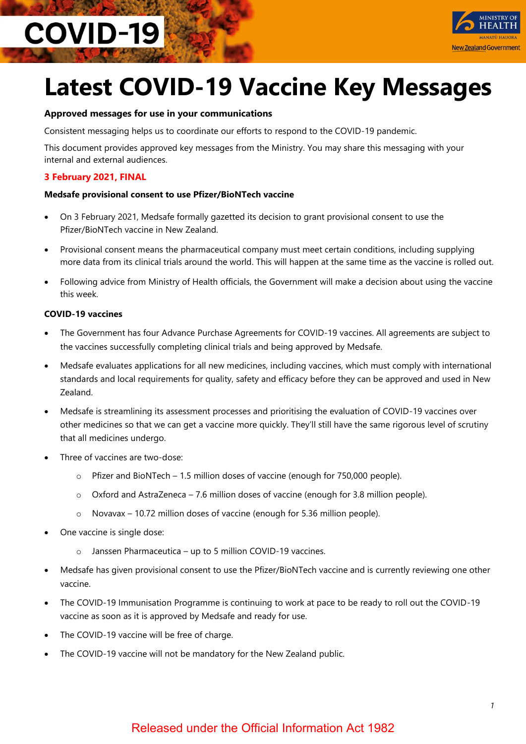# Latest COVID-19 Vaccine Key Messages

**Approved messages for use in your communications**

Consistent messaging helps us to coordinate our efforts to respond to the COVID-19 pandemic.

This document provides approved key messages from the Ministry. You may share this messaging with your internal and external audiences.

**3 February 2021, FINAL**

**Medsafe provisional consent to use Pfizer/BioNTech vaccine**

- On 3 February 2021, Medsafe formally gazetted its decision to grant provisional consent to use the Pfizer/BioNTech vaccine in New Zealand.
- Provisional consent means the pharmaceutical company must meet certain conditions, including supplying more data from its clinical trials around the world. This will happen at the same time as the vaccine is rolled out.
- Following advice from Ministry of Health officials, the Government will make a decision about using the vaccine this week.

**COVID-19 vaccines**

- The Government has four Advance Purchase Agreements for COVID-19 vaccines. All agreements are subject to the vaccines successfully completing clinical trials and being approved by Medsafe.
- Medsafe evaluates applications for all new medicines, including vaccines, which must comply with international standards and local requirements for quality, safety and efficacy before they can be approved and used in New Zealand.
- Medsafe is streamlining its assessment processes and prioritising the evaluation of COVID-19 vaccines over other medicines so that we can get a vaccine more quickly. They'll still have the same rigorous level of scrutiny that all medicines undergo.
- Three of vaccines are two-dose:
  - Pfizer and BioNTech – 1.5 million doses of vaccine (enough for 750,000 people).
  - Oxford and AstraZeneca – 7.6 million doses of vaccine (enough for 3.8 million people).
  - Novavax – 10.72 million doses of vaccine (enough for 5.36 million people).
- One vaccine is single dose:
  - Janssen Pharmaceutica – up to 5 million COVID-19 vaccines.
- Medsafe has given provisional consent to use the Pfizer/BioNTech vaccine and is currently reviewing one other vaccine.
- The COVID-19 Immunisation Programme is continuing to work at pace to be ready to roll out the COVID-19 vaccine as soon as it is approved by Medsafe and ready for use.
- The COVID-19 vaccine will be free of charge.
- The COVID-19 vaccine will not be mandatory for the New Zealand public.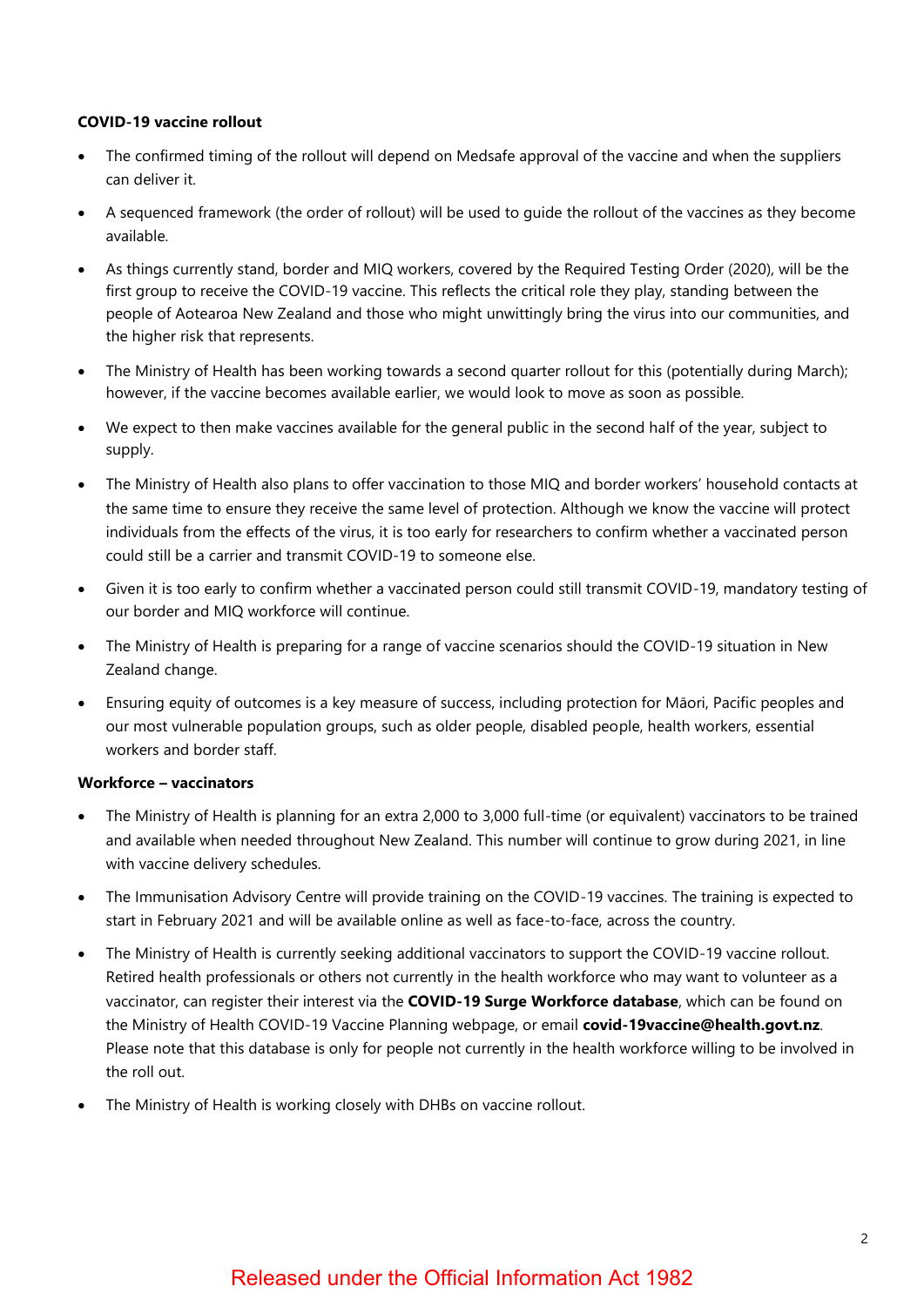**COVID-19 vaccine rollout**

- The confirmed timing of the rollout will depend on Medsafe approval of the vaccine and when the suppliers can deliver it.
- A sequenced framework (the order of rollout) will be used to guide the rollout of the vaccines as they become available.
- As things currently stand, border and MIQ workers, covered by the Required Testing Order (2020), will be the first group to receive the COVID-19 vaccine. This reflects the critical role they play, standing between the people of Aotearoa New Zealand and those who might unwittingly bring the virus into our communities, and the higher risk that represents.
- The Ministry of Health has been working towards a second quarter rollout for this (potentially during March); however, if the vaccine becomes available earlier, we would look to move as soon as possible.
- We expect to then make vaccines available for the general public in the second half of the year, subject to supply.
- The Ministry of Health also plans to offer vaccination to those MIQ and border workers' household contacts at the same time to ensure they receive the same level of protection. Although we know the vaccine will protect individuals from the effects of the virus, it is too early for researchers to confirm whether a vaccinated person could still be a carrier and transmit COVID-19 to someone else.
- Given it is too early to confirm whether a vaccinated person could still transmit COVID-19, mandatory testing of our border and MIQ workforce will continue.
- The Ministry of Health is preparing for a range of vaccine scenarios should the COVID-19 situation in New Zealand change.
- Ensuring equity of outcomes is a key measure of success, including protection for Māori, Pacific peoples and our most vulnerable population groups, such as older people, disabled people, health workers, essential workers and border staff.

**Workforce – vaccinators**

- The Ministry of Health is planning for an extra 2,000 to 3,000 full-time (or equivalent) vaccinators to be trained and available when needed throughout New Zealand. This number will continue to grow during 2021, in line with vaccine delivery schedules.
- The Immunisation Advisory Centre will provide training on the COVID-19 vaccines. The training is expected to start in February 2021 and will be available online as well as face-to-face, across the country.
- The Ministry of Health is currently seeking additional vaccinators to support the COVID-19 vaccine rollout. Retired health professionals or others not currently in the health workforce who may want to volunteer as a vaccinator, can register their interest via the **COVID-19 Surge Workforce database**, which can be found on the Ministry of Health COVID-19 Vaccine Planning webpage, or email **covid-19vaccine@health.govt.nz**. Please note that this database is only for people not currently in the health workforce willing to be involved in the roll out.
- The Ministry of Health is working closely with DHBs on vaccine rollout.

Released under the Official Information Act 1982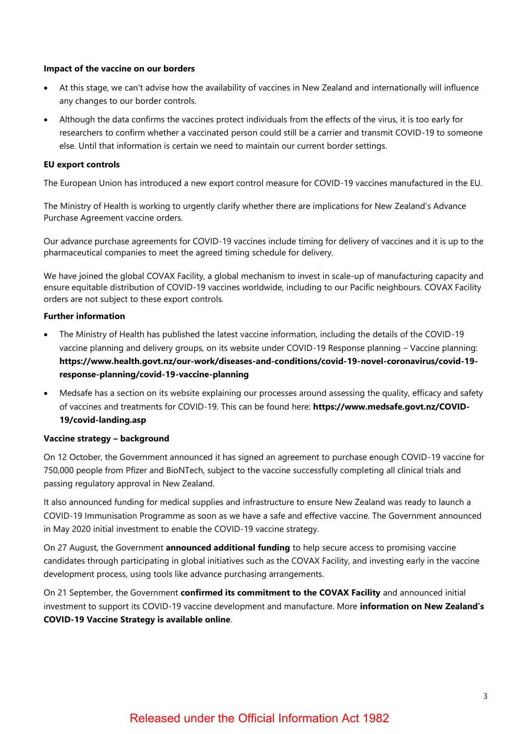**Impact of the vaccine on our borders**

- At this stage, we can't advise how the availability of vaccines in New Zealand and internationally will influence any changes to our border controls.
- Although the data confirms the vaccines protect individuals from the effects of the virus, it is too early for researchers to confirm whether a vaccinated person could still be a carrier and transmit COVID-19 to someone else. Until that information is certain we need to maintain our current border settings.

**EU export controls**

The European Union has introduced a new export control measure for COVID-19 vaccines manufactured in the EU.

The Ministry of Health is working to urgently clarify whether there are implications for New Zealand's Advance Purchase Agreement vaccine orders.

Our advance purchase agreements for COVID-19 vaccines include timing for delivery of vaccines and it is up to the pharmaceutical companies to meet the agreed timing schedule for delivery.

We have joined the global COVAX Facility, a global mechanism to invest in scale-up of manufacturing capacity and ensure equitable distribution of COVID-19 vaccines worldwide, including to our Pacific neighbours. COVAX Facility orders are not subject to these export controls.

**Further information**

- The Ministry of Health has published the latest vaccine information, including the details of the COVID-19 vaccine planning and delivery groups, on its website under COVID-19 Response planning – Vaccine planning: **https://www.health.govt.nz/our-work/diseases-and-conditions/covid-19-novel-coronavirus/covid-19-response-planning/covid-19-vaccine-planning**
- Medsafe has a section on its website explaining our processes around assessing the quality, efficacy and safety of vaccines and treatments for COVID-19. This can be found here: **https://www.medsafe.govt.nz/COVID-19/covid-landing.asp**

**Vaccine strategy – background**

On 12 October, the Government announced it has signed an agreement to purchase enough COVID-19 vaccine for 750,000 people from Pfizer and BioNTech, subject to the vaccine successfully completing all clinical trials and passing regulatory approval in New Zealand.

It also announced funding for medical supplies and infrastructure to ensure New Zealand was ready to launch a COVID-19 Immunisation Programme as soon as we have a safe and effective vaccine. The Government announced in May 2020 initial investment to enable the COVID-19 vaccine strategy.

On 27 August, the Government **announced additional funding** to help secure access to promising vaccine candidates through participating in global initiatives such as the COVAX Facility, and investing early in the vaccine development process, using tools like advance purchasing arrangements.

On 21 September, the Government **confirmed its commitment to the COVAX Facility** and announced initial investment to support its COVID-19 vaccine development and manufacture. More **information on New Zealand's COVID-19 Vaccine Strategy is available online**.

Released under the Official Information Act 1982